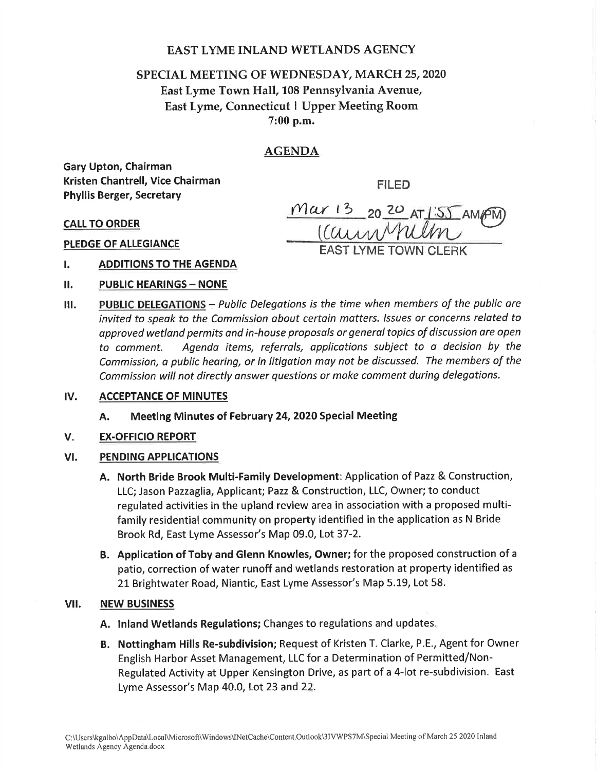# EAST LYME INLAND WETLANDS AGENCY

## SPECIAL MEETING OF WEDNESDAY, MARCH 25, 2020
## East Lyme Town Hall, 108 Pennsylvania Avenue,
## East Lyme, Connecticut | Upper Meeting Room
## 7:00 p.m.

## AGENDA

**Gary Upton, Chairman**
**Kristen Chantrell, Vice Chairman**
**Phyllis Berger, Secretary**

FILED
Mar 13 20 20 AT 1:55 AM/PM
(signature)
EAST LYME TOWN CLERK

**CALL TO ORDER**

**PLEDGE OF ALLEGIANCE**

**I. ADDITIONS TO THE AGENDA**

**II. PUBLIC HEARINGS – NONE**

**III. PUBLIC DELEGATIONS** – *Public Delegations is the time when members of the public are invited to speak to the Commission about certain matters. Issues or concerns related to approved wetland permits and in-house proposals or general topics of discussion are open to comment. Agenda items, referrals, applications subject to a decision by the Commission, a public hearing, or in litigation may not be discussed. The members of the Commission will not directly answer questions or make comment during delegations.*

**IV. ACCEPTANCE OF MINUTES**

- **A. Meeting Minutes of February 24, 2020 Special Meeting**

**V. EX-OFFICIO REPORT**

**VI. PENDING APPLICATIONS**

- **A. North Bride Brook Multi-Family Development**: Application of Pazz & Construction, LLC; Jason Pazzaglia, Applicant; Pazz & Construction, LLC, Owner; to conduct regulated activities in the upland review area in association with a proposed multi-family residential community on property identified in the application as N Bride Brook Rd, East Lyme Assessor's Map 09.0, Lot 37-2.
- **B. Application of Toby and Glenn Knowles, Owner;** for the proposed construction of a patio, correction of water runoff and wetlands restoration at property identified as 21 Brightwater Road, Niantic, East Lyme Assessor's Map 5.19, Lot 58.

**VII. NEW BUSINESS**

- **A. Inland Wetlands Regulations;** Changes to regulations and updates.
- **B. Nottingham Hills Re-subdivision**; Request of Kristen T. Clarke, P.E., Agent for Owner English Harbor Asset Management, LLC for a Determination of Permitted/Non-Regulated Activity at Upper Kensington Drive, as part of a 4-lot re-subdivision. East Lyme Assessor's Map 40.0, Lot 23 and 22.

C:\Users\kgalbo\AppData\Local\Microsoft\Windows\INetCache\Content.Outlook\3IVWPS7M\Special Meeting of March 25 2020 Inland Wetlands Agency Agenda.docx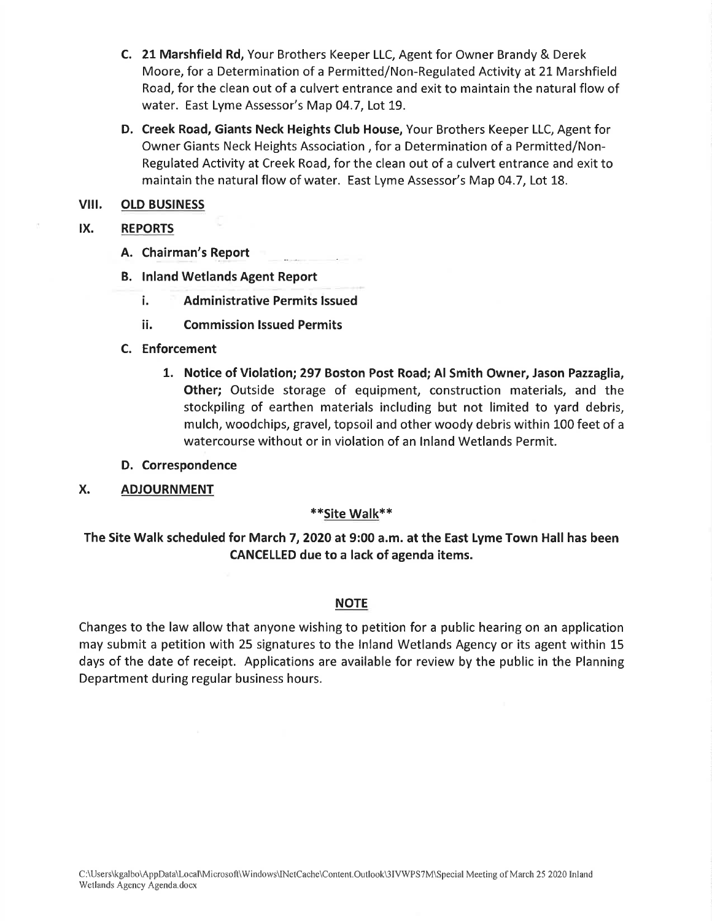C. **21 Marshfield Rd,** Your Brothers Keeper LLC, Agent for Owner Brandy & Derek Moore, for a Determination of a Permitted/Non-Regulated Activity at 21 Marshfield Road, for the clean out of a culvert entrance and exit to maintain the natural flow of water. East Lyme Assessor's Map 04.7, Lot 19.

D. **Creek Road, Giants Neck Heights Club House,** Your Brothers Keeper LLC, Agent for Owner Giants Neck Heights Association , for a Determination of a Permitted/Non-Regulated Activity at Creek Road, for the clean out of a culvert entrance and exit to maintain the natural flow of water. East Lyme Assessor's Map 04.7, Lot 18.

## VIII. OLD BUSINESS

## IX. REPORTS

**A. Chairman's Report**

**B. Inland Wetlands Agent Report**

- i. **Administrative Permits Issued**
- ii. **Commission Issued Permits**

**C. Enforcement**

1. **Notice of Violation; 297 Boston Post Road; Al Smith Owner, Jason Pazzaglia, Other;** Outside storage of equipment, construction materials, and the stockpiling of earthen materials including but not limited to yard debris, mulch, woodchips, gravel, topsoil and other woody debris within 100 feet of a watercourse without or in violation of an Inland Wetlands Permit.

**D. Correspondence**

## X. ADJOURNMENT

**\*\*Site Walk\*\***

**The Site Walk scheduled for March 7, 2020 at 9:00 a.m. at the East Lyme Town Hall has been CANCELLED due to a lack of agenda items.**

**NOTE**

Changes to the law allow that anyone wishing to petition for a public hearing on an application may submit a petition with 25 signatures to the Inland Wetlands Agency or its agent within 15 days of the date of receipt. Applications are available for review by the public in the Planning Department during regular business hours.

C:\Users\kgalbo\AppData\Local\Microsoft\Windows\INetCache\Content.Outlook\3IVWPS7M\Special Meeting of March 25 2020 Inland Wetlands Agency Agenda.docx